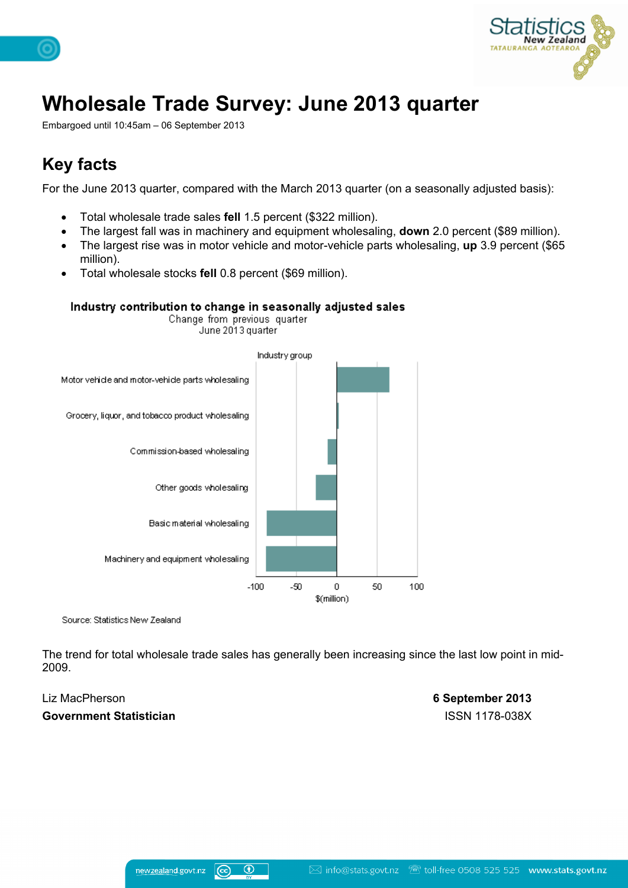# Wholesale Trade Survey: June 2013 quarter

Embargoed until 10:45am – 06 September 2013

## Key facts

For the June 2013 quarter, compared with the March 2013 quarter (on a seasonally adjusted basis):

- Total wholesale trade sales **fell** 1.5 percent ($322 million).
- The largest fall was in machinery and equipment wholesaling, **down** 2.0 percent ($89 million).
- The largest rise was in motor vehicle and motor-vehicle parts wholesaling, **up** 3.9 percent ($65 million).
- Total wholesale stocks **fell** 0.8 percent ($69 million).

**Industry contribution to change in seasonally adjusted sales**
Change from previous quarter
June 2013 quarter

Industry group: Motor vehicle and motor-vehicle parts wholesaling; Grocery, liquor, and tobacco product wholesaling; Commission-based wholesaling; Other goods wholesaling; Basic material wholesaling; Machinery and equipment wholesaling

$(million): -100, -50, 0, 50, 100

Source: Statistics New Zealand

The trend for total wholesale trade sales has generally been increasing since the last low point in mid-2009.

Liz MacPherson
**Government Statistician**

**6 September 2013**
ISSN 1178-038X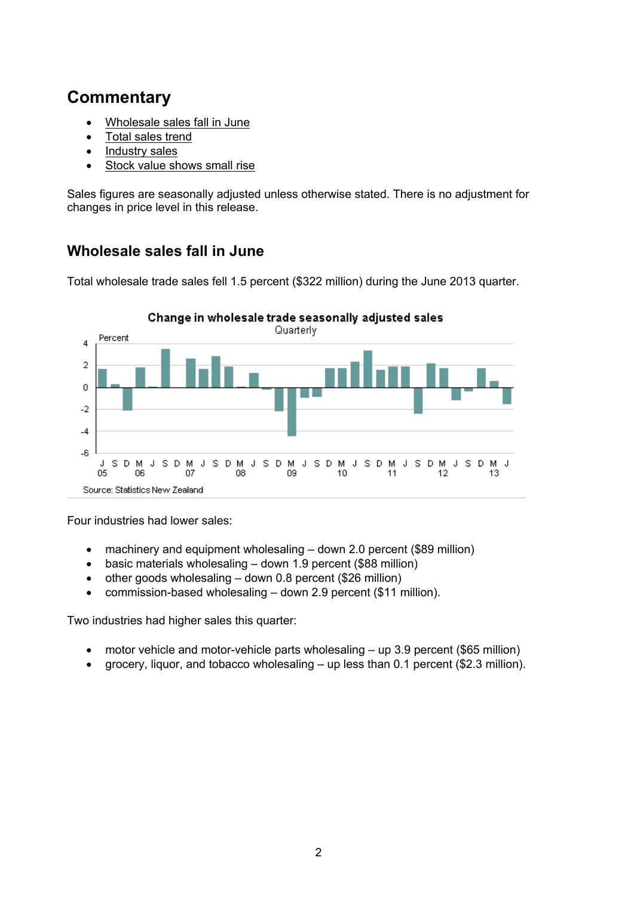## Commentary

- Wholesale sales fall in June
- Total sales trend
- Industry sales
- Stock value shows small rise

Sales figures are seasonally adjusted unless otherwise stated. There is no adjustment for changes in price level in this release.

### Wholesale sales fall in June

Total wholesale trade sales fell 1.5 percent ($322 million) during the June 2013 quarter.

Four industries had lower sales:

- machinery and equipment wholesaling – down 2.0 percent ($89 million)
- basic materials wholesaling – down 1.9 percent ($88 million)
- other goods wholesaling – down 0.8 percent ($26 million)
- commission-based wholesaling – down 2.9 percent ($11 million).

Two industries had higher sales this quarter:

- motor vehicle and motor-vehicle parts wholesaling – up 3.9 percent ($65 million)
- grocery, liquor, and tobacco wholesaling – up less than 0.1 percent ($2.3 million).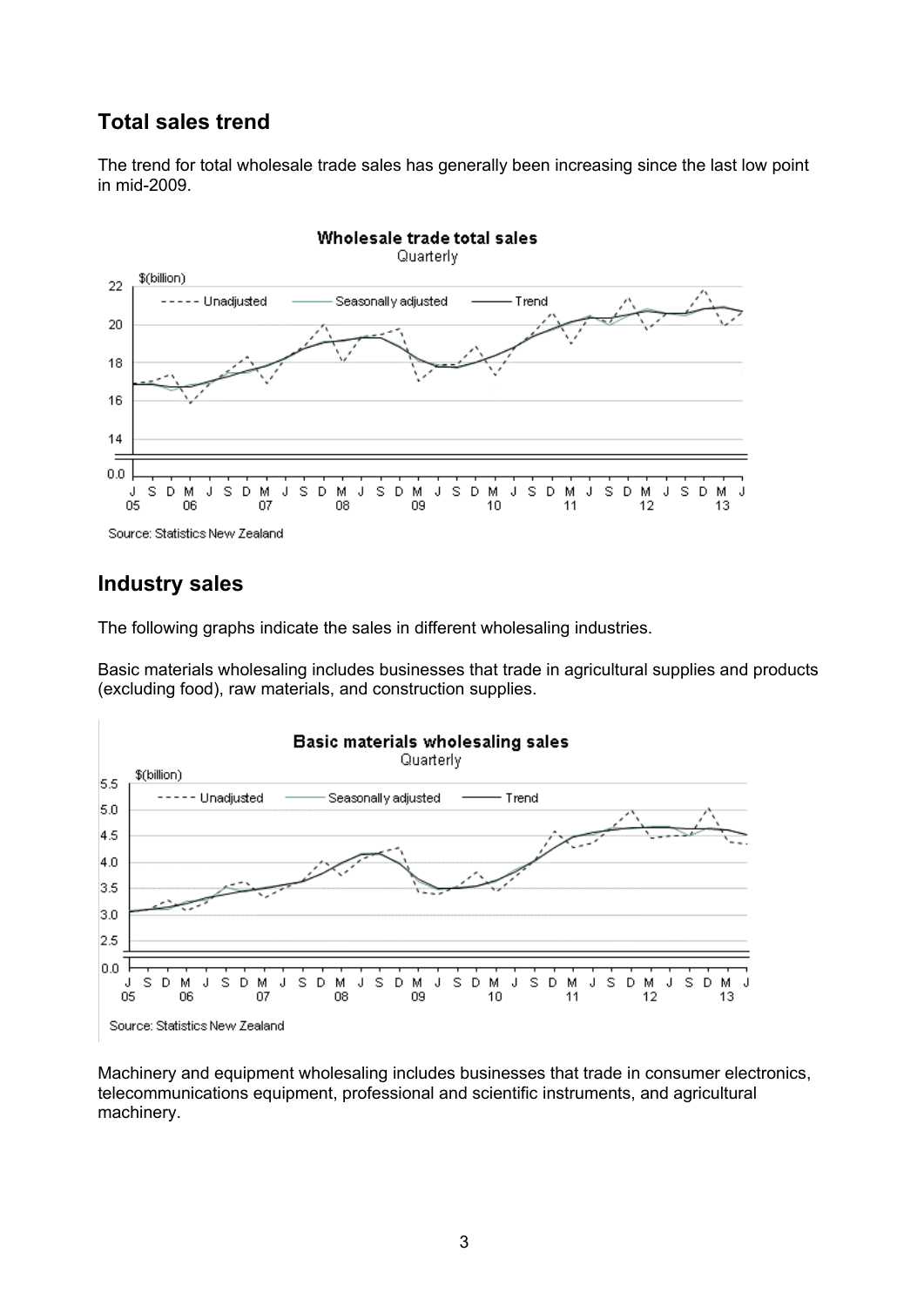## Total sales trend

The trend for total wholesale trade sales has generally been increasing since the last low point in mid-2009.

Wholesale trade total sales
Quarterly

Source: Statistics New Zealand

## Industry sales

The following graphs indicate the sales in different wholesaling industries.

Basic materials wholesaling includes businesses that trade in agricultural supplies and products (excluding food), raw materials, and construction supplies.

Basic materials wholesaling sales
Quarterly

Source: Statistics New Zealand

Machinery and equipment wholesaling includes businesses that trade in consumer electronics, telecommunications equipment, professional and scientific instruments, and agricultural machinery.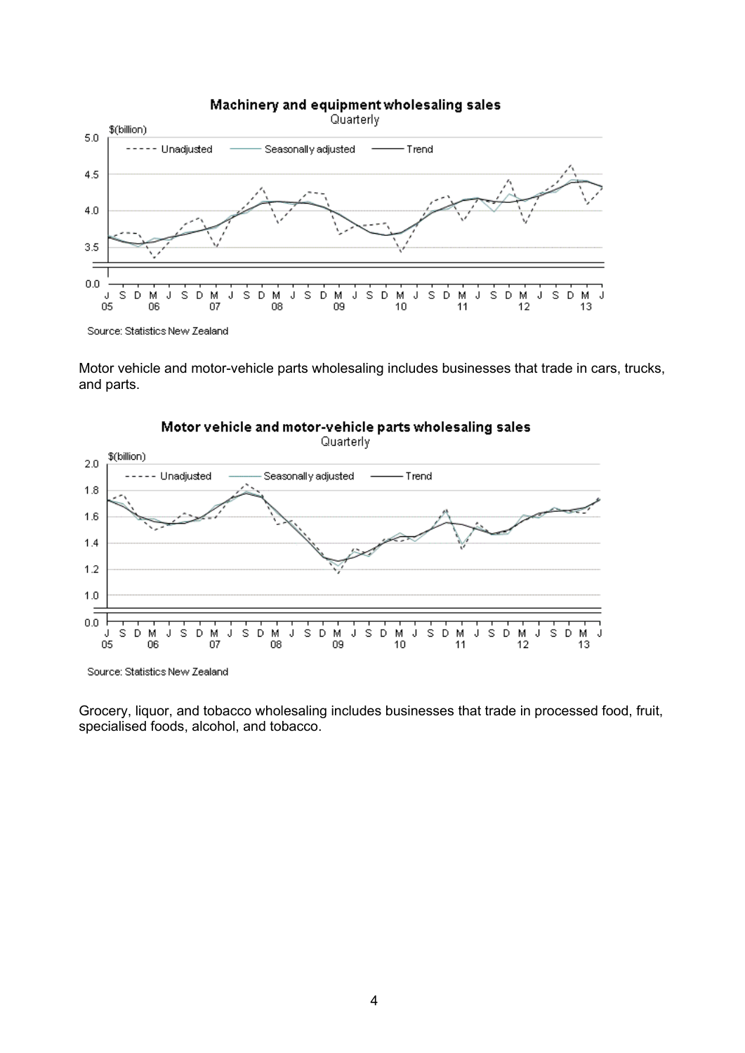**Machinery and equipment wholesaling sales**
Quarterly

Source: Statistics New Zealand

Motor vehicle and motor-vehicle parts wholesaling includes businesses that trade in cars, trucks, and parts.

**Motor vehicle and motor-vehicle parts wholesaling sales**
Quarterly

Source: Statistics New Zealand

Grocery, liquor, and tobacco wholesaling includes businesses that trade in processed food, fruit, specialised foods, alcohol, and tobacco.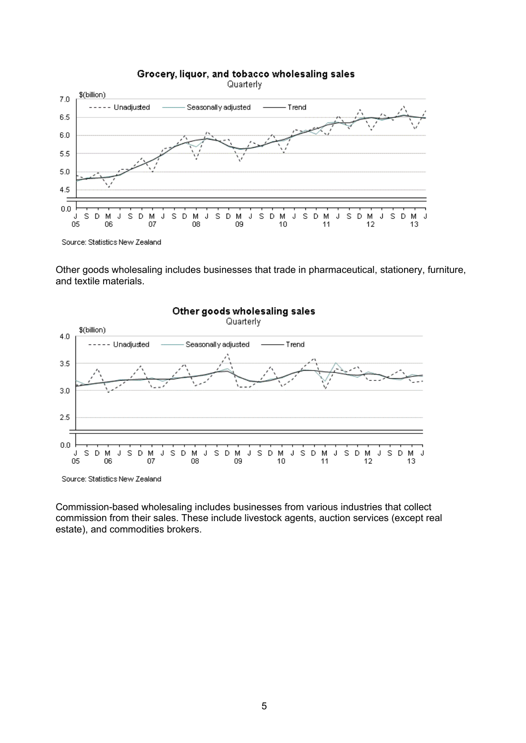**Grocery, liquor, and tobacco wholesaling sales**
Quarterly

Source: Statistics New Zealand

Other goods wholesaling includes businesses that trade in pharmaceutical, stationery, furniture, and textile materials.

**Other goods wholesaling sales**
Quarterly

Source: Statistics New Zealand

Commission-based wholesaling includes businesses from various industries that collect commission from their sales. These include livestock agents, auction services (except real estate), and commodities brokers.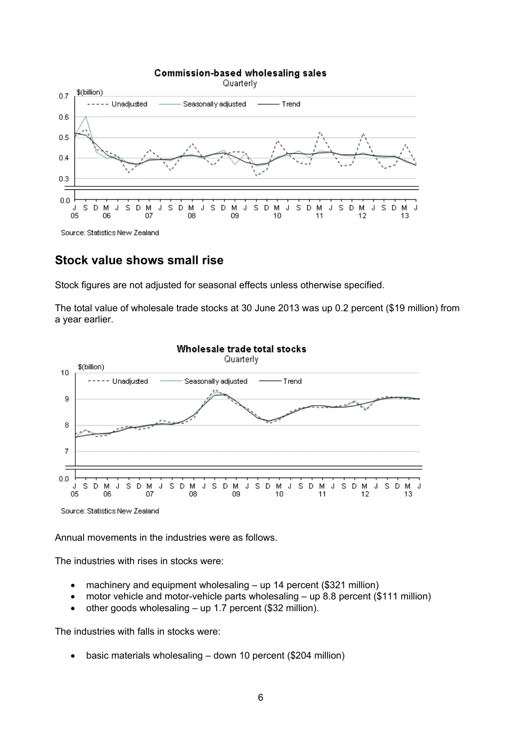**Commission-based wholesaling sales**

Quarterly

Source: Statistics New Zealand

## Stock value shows small rise

Stock figures are not adjusted for seasonal effects unless otherwise specified.

The total value of wholesale trade stocks at 30 June 2013 was up 0.2 percent ($19 million) from a year earlier.

**Wholesale trade total stocks**

Quarterly

Source: Statistics New Zealand

Annual movements in the industries were as follows.

The industries with rises in stocks were:

- machinery and equipment wholesaling – up 14 percent ($321 million)
- motor vehicle and motor-vehicle parts wholesaling – up 8.8 percent ($111 million)
- other goods wholesaling – up 1.7 percent ($32 million).

The industries with falls in stocks were:

- basic materials wholesaling – down 10 percent ($204 million)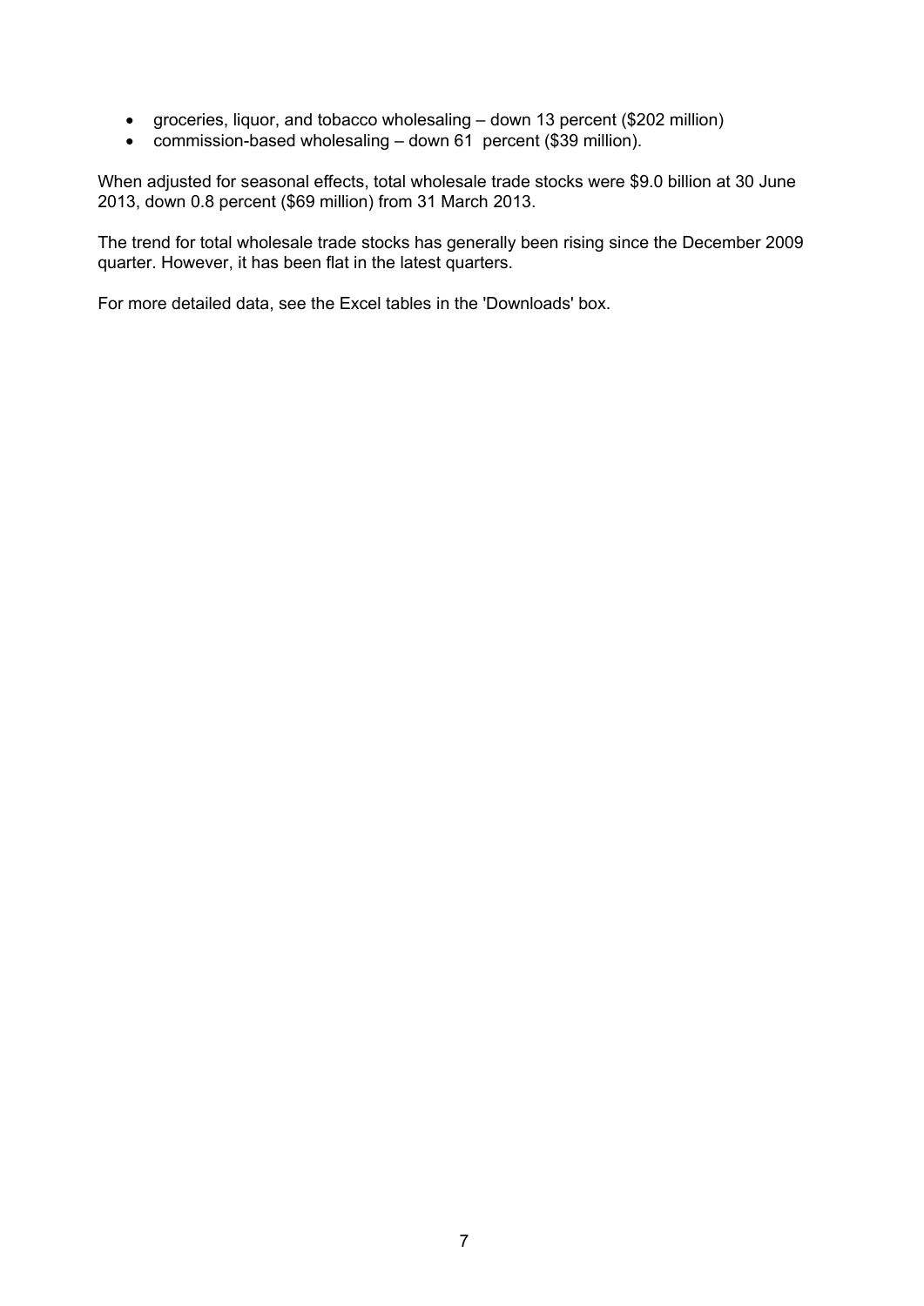- groceries, liquor, and tobacco wholesaling – down 13 percent ($202 million)
- commission-based wholesaling – down 61 percent ($39 million).

When adjusted for seasonal effects, total wholesale trade stocks were $9.0 billion at 30 June 2013, down 0.8 percent ($69 million) from 31 March 2013.

The trend for total wholesale trade stocks has generally been rising since the December 2009 quarter. However, it has been flat in the latest quarters.

For more detailed data, see the Excel tables in the 'Downloads' box.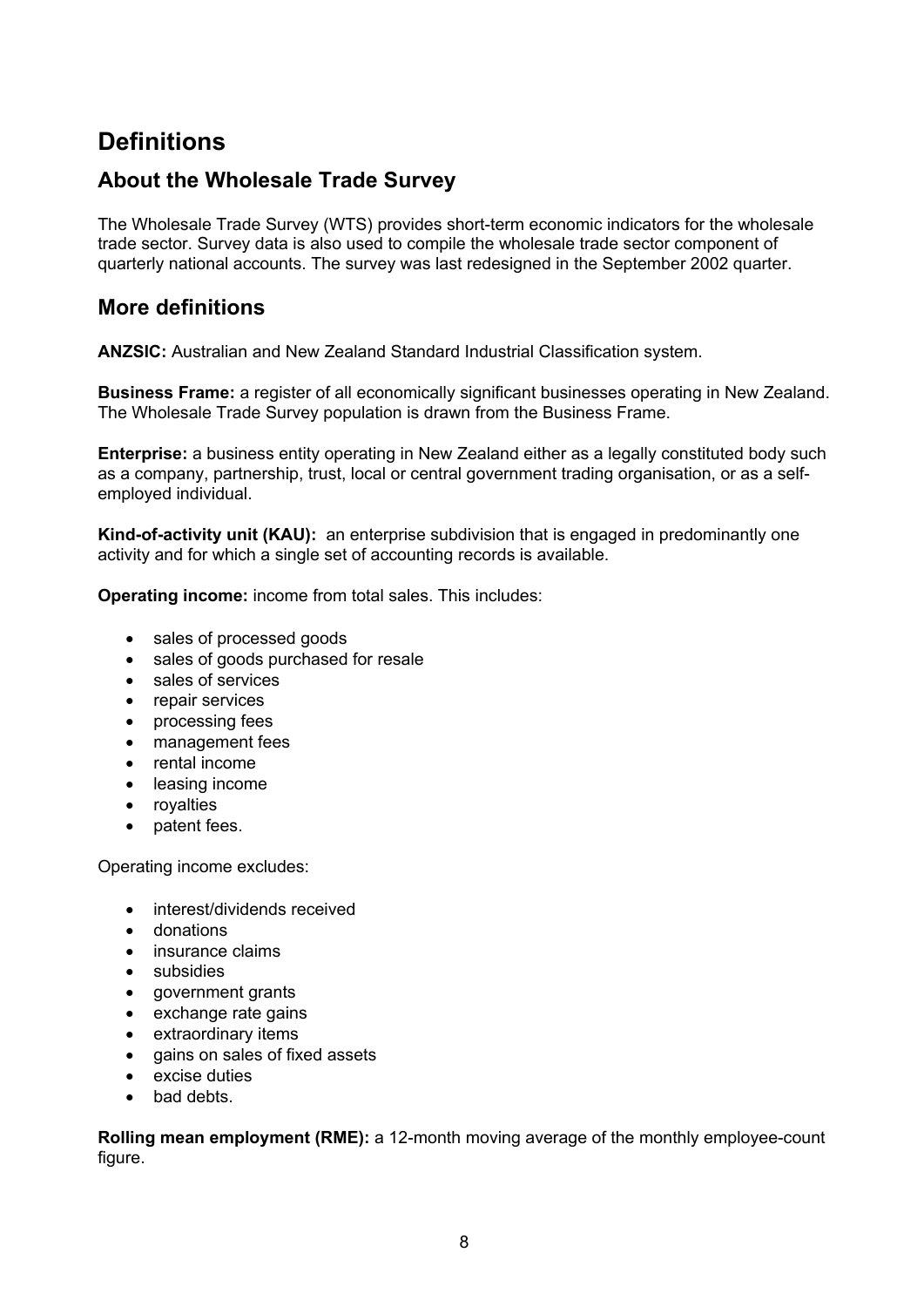# Definitions

## About the Wholesale Trade Survey

The Wholesale Trade Survey (WTS) provides short-term economic indicators for the wholesale trade sector. Survey data is also used to compile the wholesale trade sector component of quarterly national accounts. The survey was last redesigned in the September 2002 quarter.

## More definitions

**ANZSIC:** Australian and New Zealand Standard Industrial Classification system.

**Business Frame:** a register of all economically significant businesses operating in New Zealand. The Wholesale Trade Survey population is drawn from the Business Frame.

**Enterprise:** a business entity operating in New Zealand either as a legally constituted body such as a company, partnership, trust, local or central government trading organisation, or as a self-employed individual.

**Kind-of-activity unit (KAU):** an enterprise subdivision that is engaged in predominantly one activity and for which a single set of accounting records is available.

**Operating income:** income from total sales. This includes:

- sales of processed goods
- sales of goods purchased for resale
- sales of services
- repair services
- processing fees
- management fees
- rental income
- leasing income
- royalties
- patent fees.

Operating income excludes:

- interest/dividends received
- donations
- insurance claims
- subsidies
- government grants
- exchange rate gains
- extraordinary items
- gains on sales of fixed assets
- excise duties
- bad debts.

**Rolling mean employment (RME):** a 12-month moving average of the monthly employee-count figure.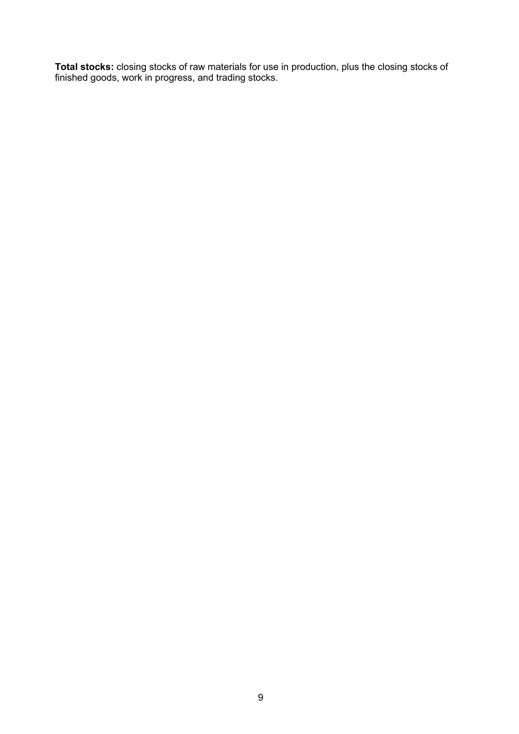**Total stocks:** closing stocks of raw materials for use in production, plus the closing stocks of finished goods, work in progress, and trading stocks.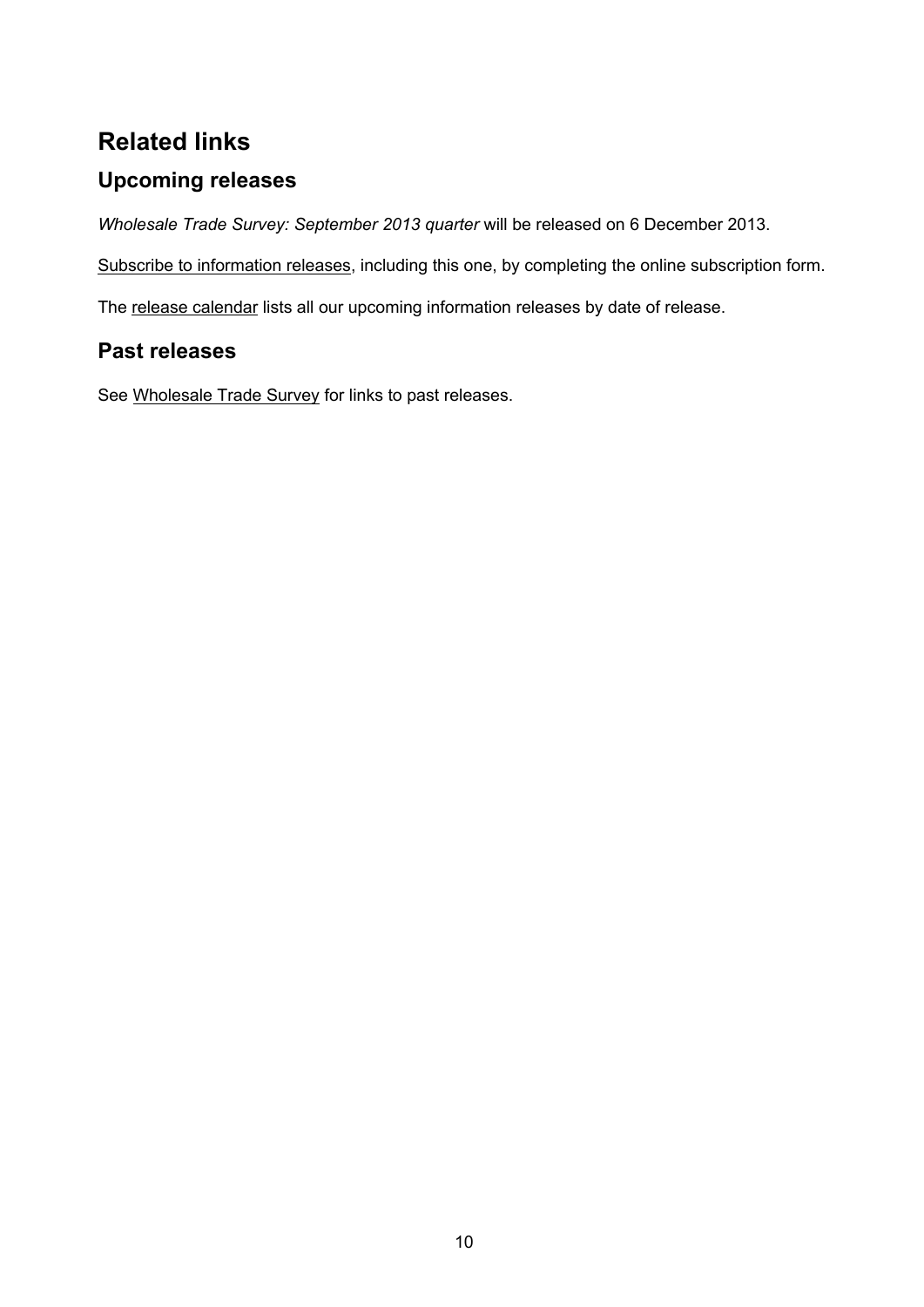## Related links

### Upcoming releases

*Wholesale Trade Survey: September 2013 quarter* will be released on 6 December 2013.

Subscribe to information releases, including this one, by completing the online subscription form.

The release calendar lists all our upcoming information releases by date of release.

### Past releases

See Wholesale Trade Survey for links to past releases.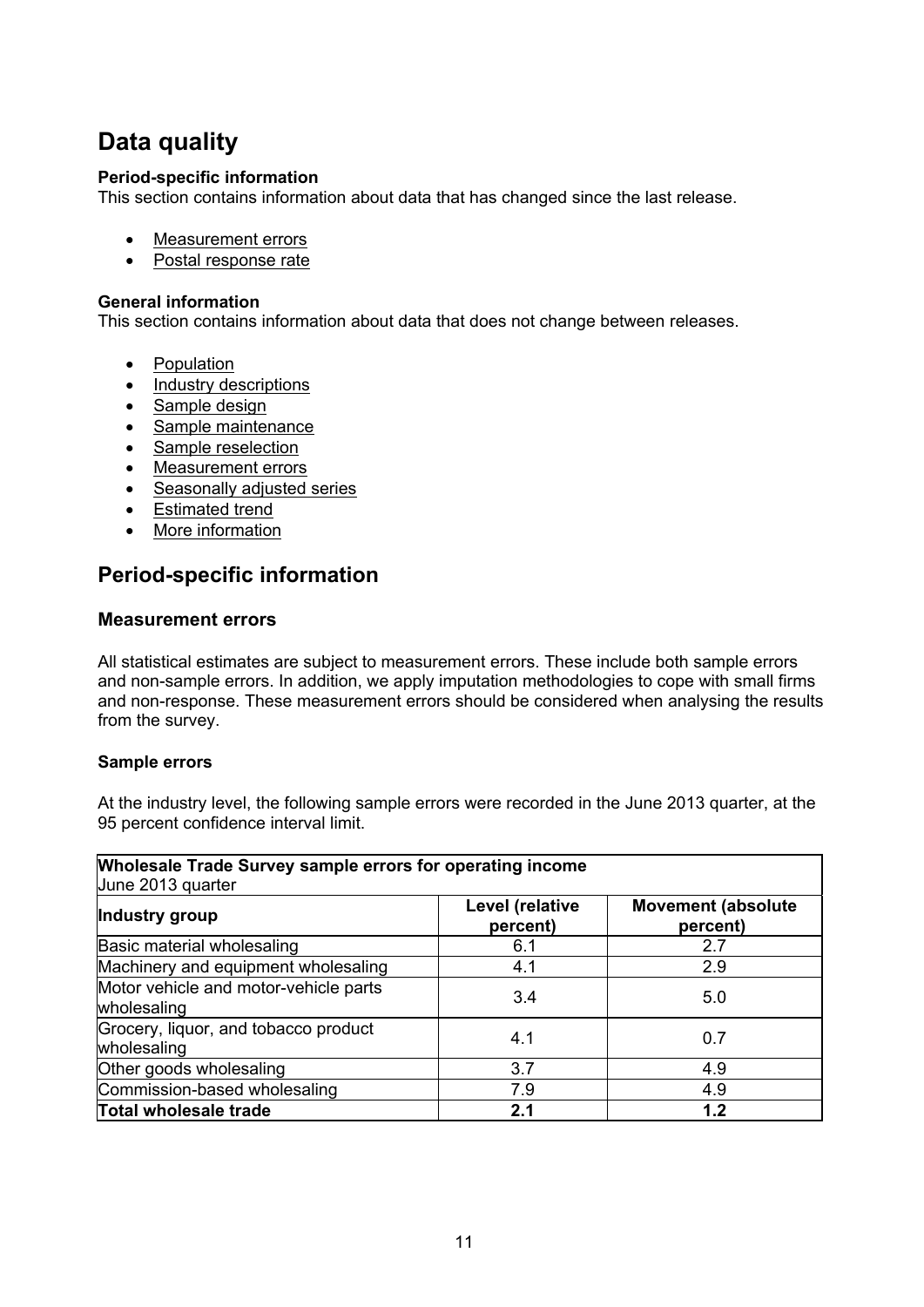# Data quality

**Period-specific information**
This section contains information about data that has changed since the last release.

- Measurement errors
- Postal response rate

**General information**
This section contains information about data that does not change between releases.

- Population
- Industry descriptions
- Sample design
- Sample maintenance
- Sample reselection
- Measurement errors
- Seasonally adjusted series
- Estimated trend
- More information

## Period-specific information

### Measurement errors

All statistical estimates are subject to measurement errors. These include both sample errors and non-sample errors. In addition, we apply imputation methodologies to cope with small firms and non-response. These measurement errors should be considered when analysing the results from the survey.

**Sample errors**

At the industry level, the following sample errors were recorded in the June 2013 quarter, at the 95 percent confidence interval limit.

**Wholesale Trade Survey sample errors for operating income**
June 2013 quarter

| Industry group | Level (relative percent) | Movement (absolute percent) |
|---|---|---|
| Basic material wholesaling | 6.1 | 2.7 |
| Machinery and equipment wholesaling | 4.1 | 2.9 |
| Motor vehicle and motor-vehicle parts wholesaling | 3.4 | 5.0 |
| Grocery, liquor, and tobacco product wholesaling | 4.1 | 0.7 |
| Other goods wholesaling | 3.7 | 4.9 |
| Commission-based wholesaling | 7.9 | 4.9 |
| **Total wholesale trade** | **2.1** | **1.2** |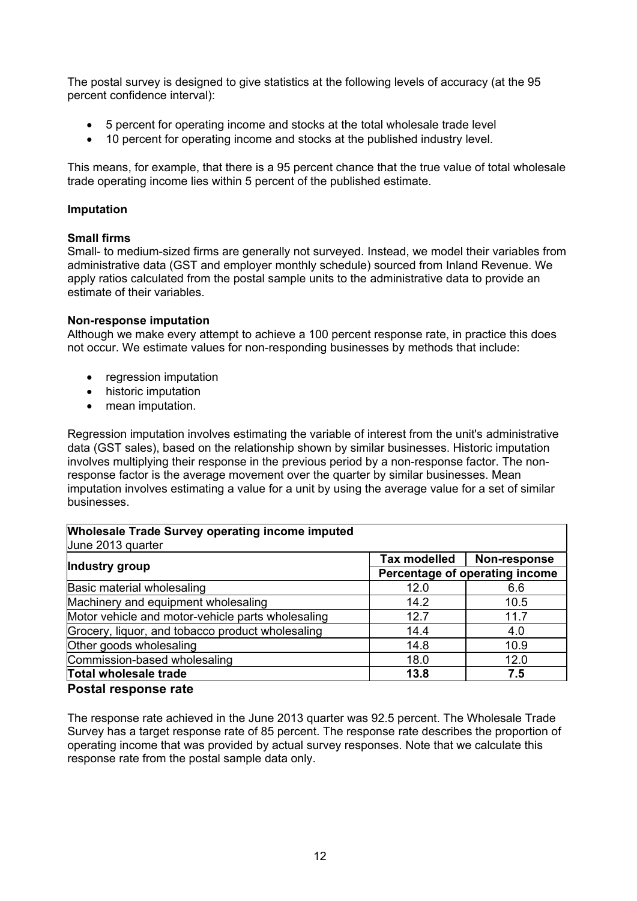The postal survey is designed to give statistics at the following levels of accuracy (at the 95 percent confidence interval):

- 5 percent for operating income and stocks at the total wholesale trade level
- 10 percent for operating income and stocks at the published industry level.

This means, for example, that there is a 95 percent chance that the true value of total wholesale trade operating income lies within 5 percent of the published estimate.

**Imputation**

**Small firms**

Small- to medium-sized firms are generally not surveyed. Instead, we model their variables from administrative data (GST and employer monthly schedule) sourced from Inland Revenue. We apply ratios calculated from the postal sample units to the administrative data to provide an estimate of their variables.

**Non-response imputation**

Although we make every attempt to achieve a 100 percent response rate, in practice this does not occur. We estimate values for non-responding businesses by methods that include:

- regression imputation
- historic imputation
- mean imputation.

Regression imputation involves estimating the variable of interest from the unit's administrative data (GST sales), based on the relationship shown by similar businesses. Historic imputation involves multiplying their response in the previous period by a non-response factor. The non-response factor is the average movement over the quarter by similar businesses. Mean imputation involves estimating a value for a unit by using the average value for a set of similar businesses.

**Wholesale Trade Survey operating income imputed**
June 2013 quarter

| Industry group | Tax modelled | Non-response |
|---|---|---|
| | Percentage of operating income | |
| Basic material wholesaling | 12.0 | 6.6 |
| Machinery and equipment wholesaling | 14.2 | 10.5 |
| Motor vehicle and motor-vehicle parts wholesaling | 12.7 | 11.7 |
| Grocery, liquor, and tobacco product wholesaling | 14.4 | 4.0 |
| Other goods wholesaling | 14.8 | 10.9 |
| Commission-based wholesaling | 18.0 | 12.0 |
| **Total wholesale trade** | **13.8** | **7.5** |

## Postal response rate

The response rate achieved in the June 2013 quarter was 92.5 percent. The Wholesale Trade Survey has a target response rate of 85 percent. The response rate describes the proportion of operating income that was provided by actual survey responses. Note that we calculate this response rate from the postal sample data only.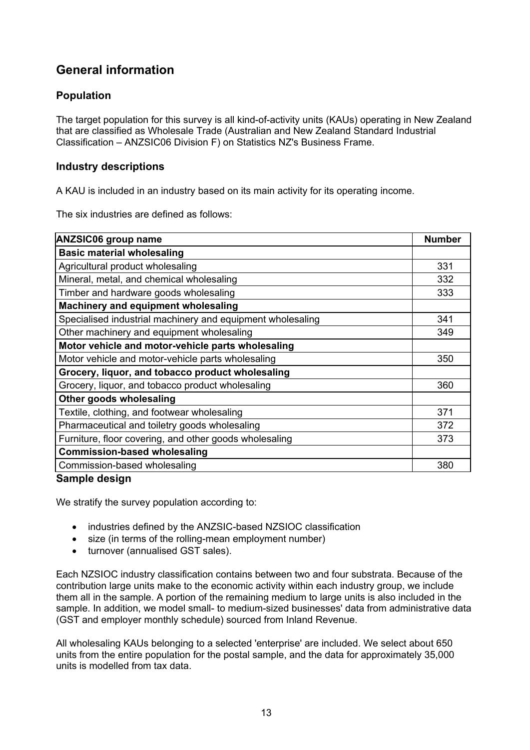# General information

## Population

The target population for this survey is all kind-of-activity units (KAUs) operating in New Zealand that are classified as Wholesale Trade (Australian and New Zealand Standard Industrial Classification – ANZSIC06 Division F) on Statistics NZ's Business Frame.

### Industry descriptions

A KAU is included in an industry based on its main activity for its operating income.

The six industries are defined as follows:

| ANZSIC06 group name | Number |
|---|---|
| **Basic material wholesaling** | |
| Agricultural product wholesaling | 331 |
| Mineral, metal, and chemical wholesaling | 332 |
| Timber and hardware goods wholesaling | 333 |
| **Machinery and equipment wholesaling** | |
| Specialised industrial machinery and equipment wholesaling | 341 |
| Other machinery and equipment wholesaling | 349 |
| **Motor vehicle and motor-vehicle parts wholesaling** | |
| Motor vehicle and motor-vehicle parts wholesaling | 350 |
| **Grocery, liquor, and tobacco product wholesaling** | |
| Grocery, liquor, and tobacco product wholesaling | 360 |
| **Other goods wholesaling** | |
| Textile, clothing, and footwear wholesaling | 371 |
| Pharmaceutical and toiletry goods wholesaling | 372 |
| Furniture, floor covering, and other goods wholesaling | 373 |
| **Commission-based wholesaling** | |
| Commission-based wholesaling | 380 |

## Sample design

We stratify the survey population according to:

- industries defined by the ANZSIC-based NZSIOC classification
- size (in terms of the rolling-mean employment number)
- turnover (annualised GST sales).

Each NZSIOC industry classification contains between two and four substrata. Because of the contribution large units make to the economic activity within each industry group, we include them all in the sample. A portion of the remaining medium to large units is also included in the sample. In addition, we model small- to medium-sized businesses' data from administrative data (GST and employer monthly schedule) sourced from Inland Revenue.

All wholesaling KAUs belonging to a selected 'enterprise' are included. We select about 650 units from the entire population for the postal sample, and the data for approximately 35,000 units is modelled from tax data.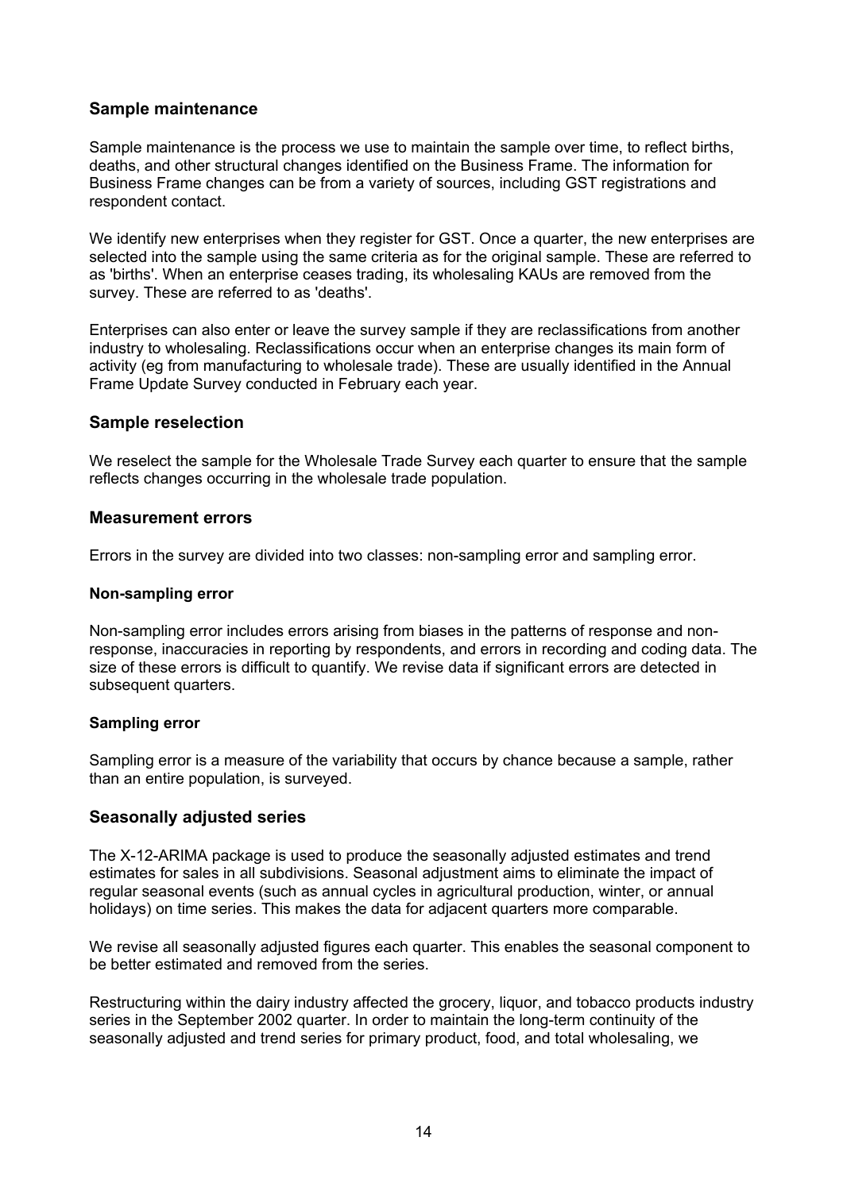## Sample maintenance

Sample maintenance is the process we use to maintain the sample over time, to reflect births, deaths, and other structural changes identified on the Business Frame. The information for Business Frame changes can be from a variety of sources, including GST registrations and respondent contact.

We identify new enterprises when they register for GST. Once a quarter, the new enterprises are selected into the sample using the same criteria as for the original sample. These are referred to as 'births'. When an enterprise ceases trading, its wholesaling KAUs are removed from the survey. These are referred to as 'deaths'.

Enterprises can also enter or leave the survey sample if they are reclassifications from another industry to wholesaling. Reclassifications occur when an enterprise changes its main form of activity (eg from manufacturing to wholesale trade). These are usually identified in the Annual Frame Update Survey conducted in February each year.

## Sample reselection

We reselect the sample for the Wholesale Trade Survey each quarter to ensure that the sample reflects changes occurring in the wholesale trade population.

## Measurement errors

Errors in the survey are divided into two classes: non-sampling error and sampling error.

### Non-sampling error

Non-sampling error includes errors arising from biases in the patterns of response and non-response, inaccuracies in reporting by respondents, and errors in recording and coding data. The size of these errors is difficult to quantify. We revise data if significant errors are detected in subsequent quarters.

### Sampling error

Sampling error is a measure of the variability that occurs by chance because a sample, rather than an entire population, is surveyed.

## Seasonally adjusted series

The X-12-ARIMA package is used to produce the seasonally adjusted estimates and trend estimates for sales in all subdivisions. Seasonal adjustment aims to eliminate the impact of regular seasonal events (such as annual cycles in agricultural production, winter, or annual holidays) on time series. This makes the data for adjacent quarters more comparable.

We revise all seasonally adjusted figures each quarter. This enables the seasonal component to be better estimated and removed from the series.

Restructuring within the dairy industry affected the grocery, liquor, and tobacco products industry series in the September 2002 quarter. In order to maintain the long-term continuity of the seasonally adjusted and trend series for primary product, food, and total wholesaling, we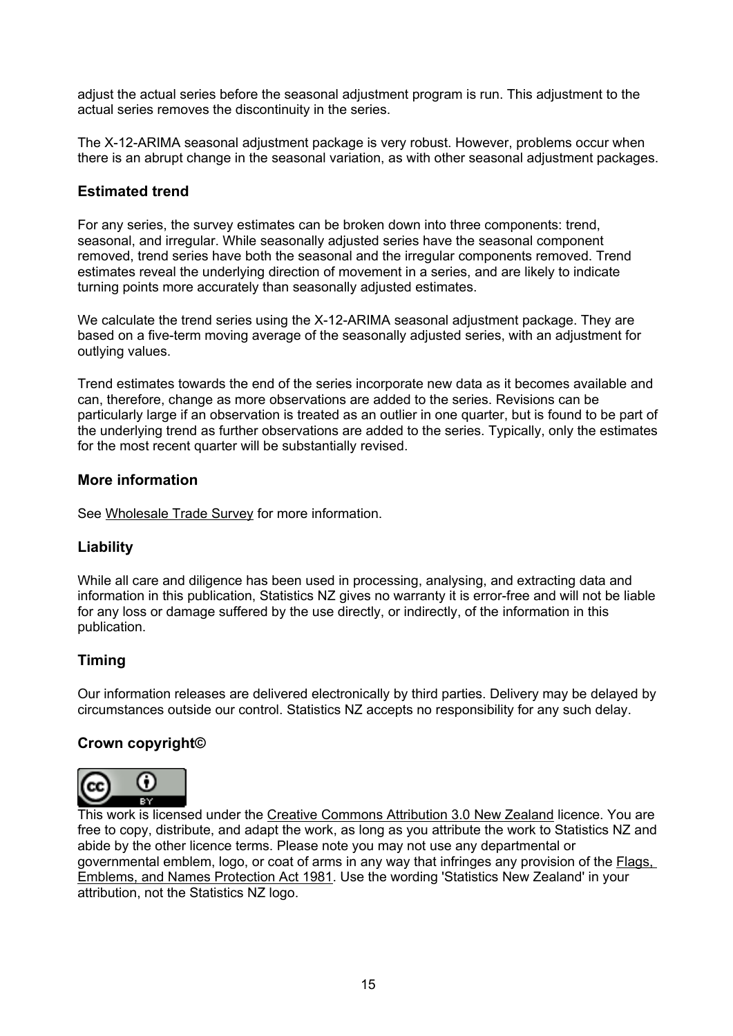adjust the actual series before the seasonal adjustment program is run. This adjustment to the actual series removes the discontinuity in the series.

The X-12-ARIMA seasonal adjustment package is very robust. However, problems occur when there is an abrupt change in the seasonal variation, as with other seasonal adjustment packages.

### Estimated trend

For any series, the survey estimates can be broken down into three components: trend, seasonal, and irregular. While seasonally adjusted series have the seasonal component removed, trend series have both the seasonal and the irregular components removed. Trend estimates reveal the underlying direction of movement in a series, and are likely to indicate turning points more accurately than seasonally adjusted estimates.

We calculate the trend series using the X-12-ARIMA seasonal adjustment package. They are based on a five-term moving average of the seasonally adjusted series, with an adjustment for outlying values.

Trend estimates towards the end of the series incorporate new data as it becomes available and can, therefore, change as more observations are added to the series. Revisions can be particularly large if an observation is treated as an outlier in one quarter, but is found to be part of the underlying trend as further observations are added to the series. Typically, only the estimates for the most recent quarter will be substantially revised.

### More information

See Wholesale Trade Survey for more information.

### Liability

While all care and diligence has been used in processing, analysing, and extracting data and information in this publication, Statistics NZ gives no warranty it is error-free and will not be liable for any loss or damage suffered by the use directly, or indirectly, of the information in this publication.

### Timing

Our information releases are delivered electronically by third parties. Delivery may be delayed by circumstances outside our control. Statistics NZ accepts no responsibility for any such delay.

### Crown copyright©

This work is licensed under the Creative Commons Attribution 3.0 New Zealand licence. You are free to copy, distribute, and adapt the work, as long as you attribute the work to Statistics NZ and abide by the other licence terms. Please note you may not use any departmental or governmental emblem, logo, or coat of arms in any way that infringes any provision of the Flags, Emblems, and Names Protection Act 1981. Use the wording 'Statistics New Zealand' in your attribution, not the Statistics NZ logo.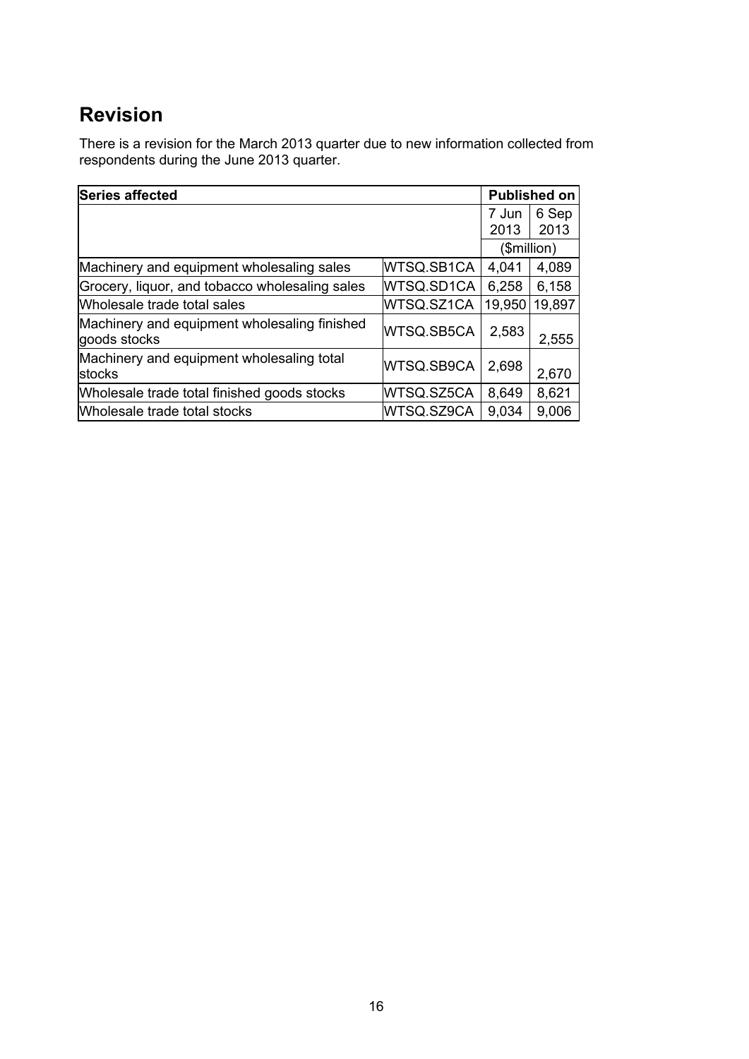## Revision

There is a revision for the March 2013 quarter due to new information collected from respondents during the June 2013 quarter.

| Series affected | | Published on | |
|---|---|---|---|
| | | 7 Jun 2013 | 6 Sep 2013 |
| | | ($million) | |
| Machinery and equipment wholesaling sales | WTSQ.SB1CA | 4,041 | 4,089 |
| Grocery, liquor, and tobacco wholesaling sales | WTSQ.SD1CA | 6,258 | 6,158 |
| Wholesale trade total sales | WTSQ.SZ1CA | 19,950 | 19,897 |
| Machinery and equipment wholesaling finished goods stocks | WTSQ.SB5CA | 2,583 | 2,555 |
| Machinery and equipment wholesaling total stocks | WTSQ.SB9CA | 2,698 | 2,670 |
| Wholesale trade total finished goods stocks | WTSQ.SZ5CA | 8,649 | 8,621 |
| Wholesale trade total stocks | WTSQ.SZ9CA | 9,034 | 9,006 |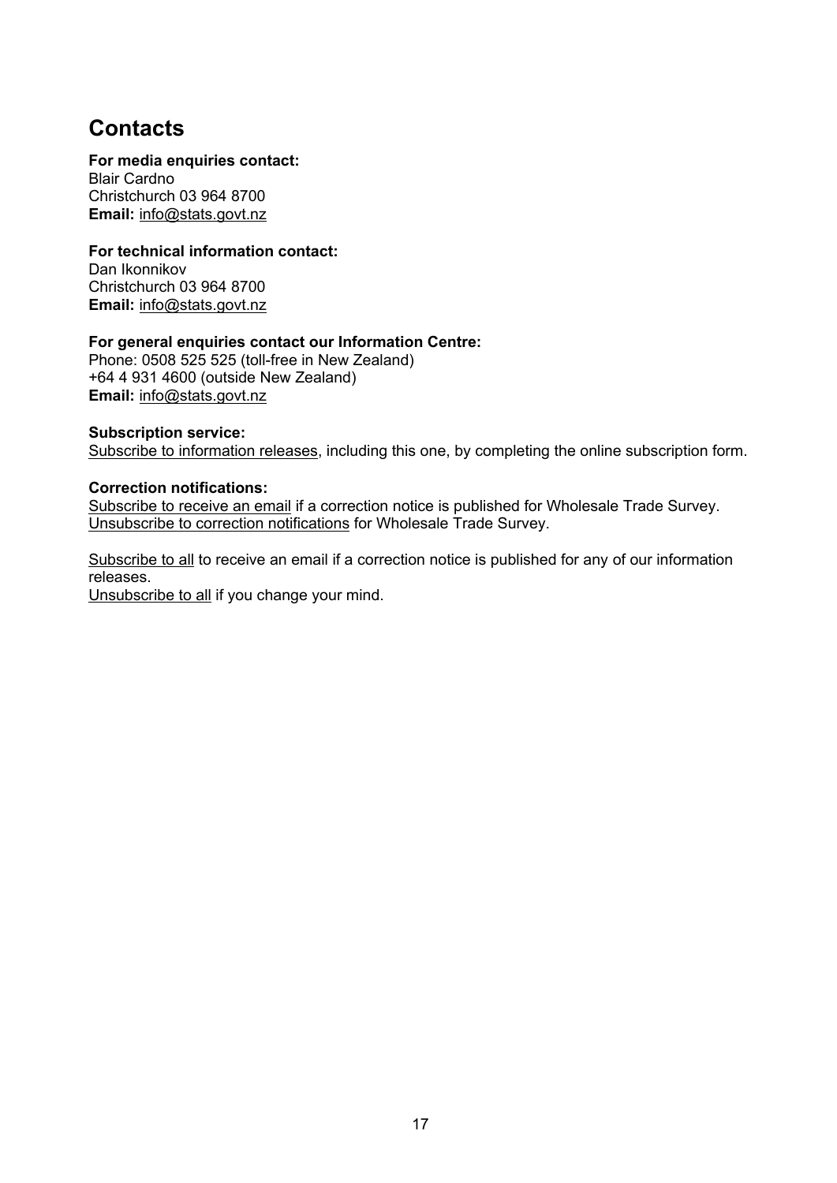## Contacts

**For media enquiries contact:**
Blair Cardno
Christchurch 03 964 8700
**Email:** info@stats.govt.nz

**For technical information contact:**
Dan Ikonnikov
Christchurch 03 964 8700
**Email:** info@stats.govt.nz

**For general enquiries contact our Information Centre:**
Phone: 0508 525 525 (toll-free in New Zealand)
+64 4 931 4600 (outside New Zealand)
**Email:** info@stats.govt.nz

**Subscription service:**
Subscribe to information releases, including this one, by completing the online subscription form.

**Correction notifications:**
Subscribe to receive an email if a correction notice is published for Wholesale Trade Survey.
Unsubscribe to correction notifications for Wholesale Trade Survey.

Subscribe to all to receive an email if a correction notice is published for any of our information releases.
Unsubscribe to all if you change your mind.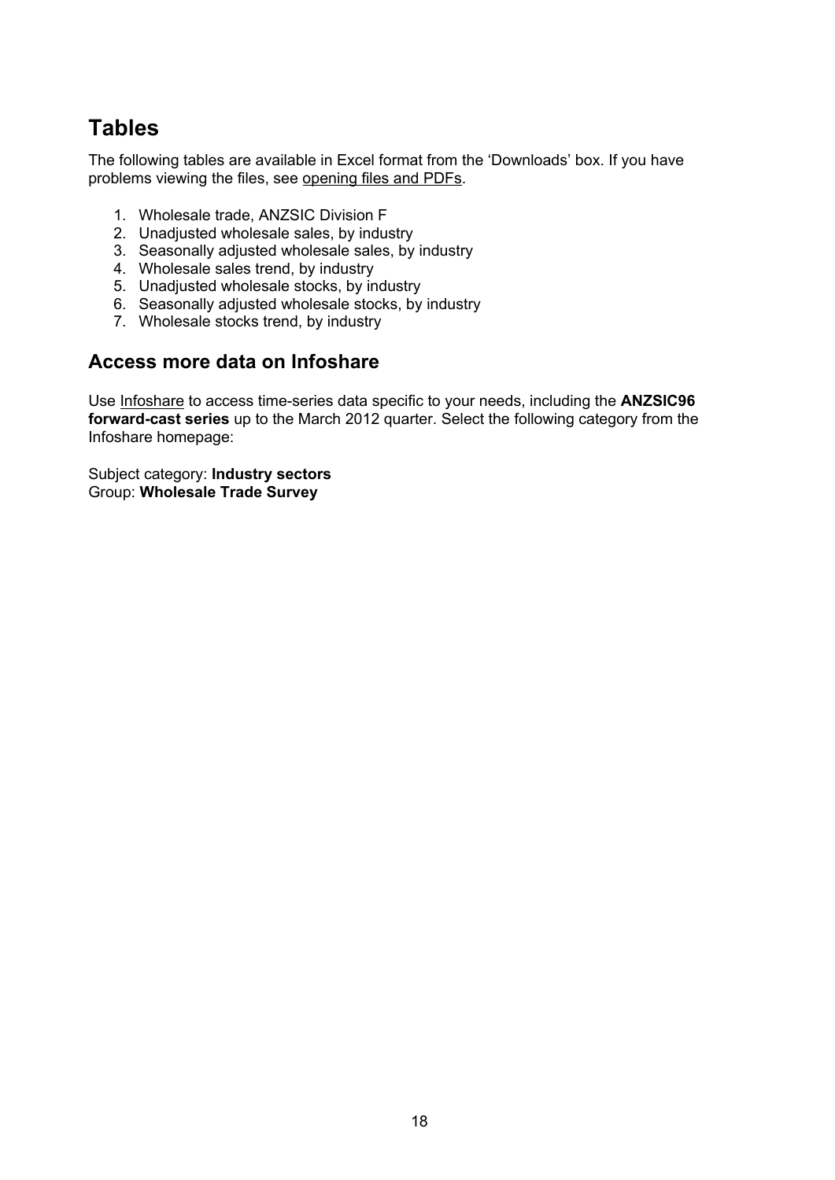## Tables

The following tables are available in Excel format from the 'Downloads' box. If you have problems viewing the files, see opening files and PDFs.

1. Wholesale trade, ANZSIC Division F
2. Unadjusted wholesale sales, by industry
3. Seasonally adjusted wholesale sales, by industry
4. Wholesale sales trend, by industry
5. Unadjusted wholesale stocks, by industry
6. Seasonally adjusted wholesale stocks, by industry
7. Wholesale stocks trend, by industry

### Access more data on Infoshare

Use Infoshare to access time-series data specific to your needs, including the **ANZSIC96 forward-cast series** up to the March 2012 quarter. Select the following category from the Infoshare homepage:

Subject category: **Industry sectors**
Group: **Wholesale Trade Survey**